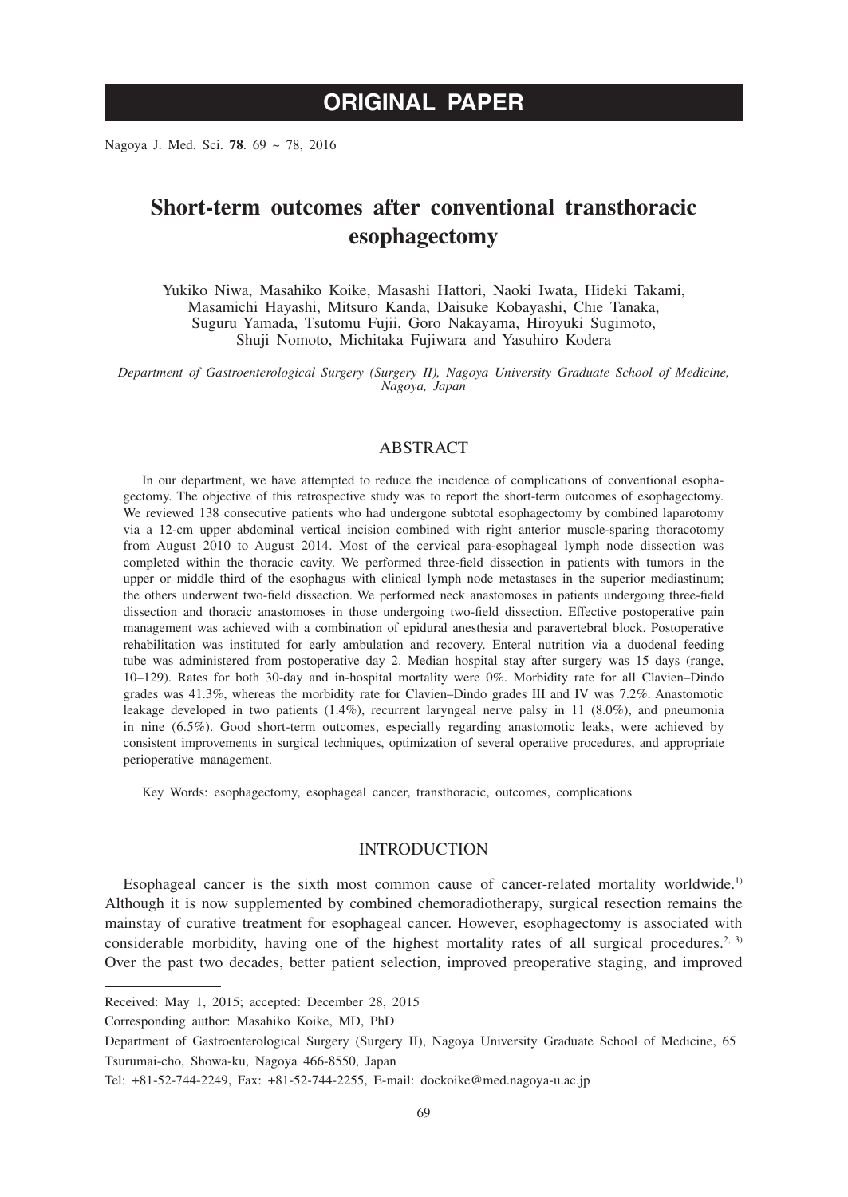# ORIGINAL PAPER

# Short-term outcomes after conventional transthoracic esophagectomy

Yukiko Niwa, Masahiko Koike, Masashi Hattori, Naoki Iwata, Hideki Takami, Masamichi Hayashi, Mitsuro Kanda, Daisuke Kobayashi, Chie Tanaka, Suguru Yamada, Tsutomu Fujii, Goro Nakayama, Hiroyuki Sugimoto, Shuji Nomoto, Michitaka Fujiwara and Yasuhiro Kodera

*Department of Gastroenterological Surgery (Surgery II), Nagoya University Graduate School of Medicine, Nagoya, Japan*

## ABSTRACT

In our department, we have attempted to reduce the incidence of complications of conventional esophagectomy. The objective of this retrospective study was to report the short-term outcomes of esophagectomy. We reviewed 138 consecutive patients who had undergone subtotal esophagectomy by combined laparotomy via a 12-cm upper abdominal vertical incision combined with right anterior muscle-sparing thoracotomy from August 2010 to August 2014. Most of the cervical para-esophageal lymph node dissection was completed within the thoracic cavity. We performed three-field dissection in patients with tumors in the upper or middle third of the esophagus with clinical lymph node metastases in the superior mediastinum; the others underwent two-field dissection. We performed neck anastomoses in patients undergoing three-field dissection and thoracic anastomoses in those undergoing two-field dissection. Effective postoperative pain management was achieved with a combination of epidural anesthesia and paravertebral block. Postoperative rehabilitation was instituted for early ambulation and recovery. Enteral nutrition via a duodenal feeding tube was administered from postoperative day 2. Median hospital stay after surgery was 15 days (range, 10–129). Rates for both 30-day and in-hospital mortality were 0%. Morbidity rate for all Clavien–Dindo grades was 41.3%, whereas the morbidity rate for Clavien–Dindo grades III and IV was 7.2%. Anastomotic leakage developed in two patients (1.4%), recurrent laryngeal nerve palsy in 11 (8.0%), and pneumonia in nine (6.5%). Good short-term outcomes, especially regarding anastomotic leaks, were achieved by consistent improvements in surgical techniques, optimization of several operative procedures, and appropriate perioperative management.

Key Words: esophagectomy, esophageal cancer, transthoracic, outcomes, complications

## INTRODUCTION

Esophageal cancer is the sixth most common cause of cancer-related mortality worldwide.[1] Although it is now supplemented by combined chemoradiotherapy, surgical resection remains the mainstay of curative treatment for esophageal cancer. However, esophagectomy is associated with considerable morbidity, having one of the highest mortality rates of all surgical procedures.[2, 3] Over the past two decades, better patient selection, improved preoperative staging, and improved

---

Received: May 1, 2015; accepted: December 28, 2015

Corresponding author: Masahiko Koike, MD, PhD

Department of Gastroenterological Surgery (Surgery II), Nagoya University Graduate School of Medicine, 65 Tsurumai-cho, Showa-ku, Nagoya 466-8550, Japan

Tel: +81-52-744-2249, Fax: +81-52-744-2255, E-mail: dockoike@med.nagoya-u.ac.jp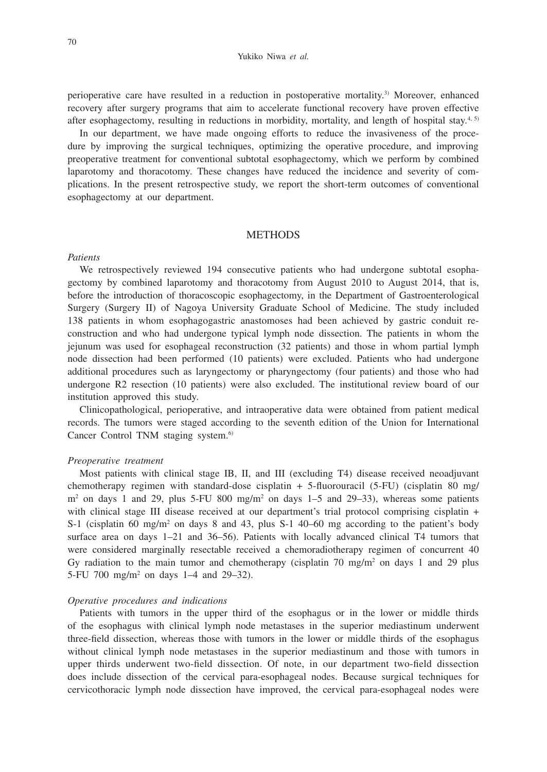perioperative care have resulted in a reduction in postoperative mortality.[3] Moreover, enhanced recovery after surgery programs that aim to accelerate functional recovery have proven effective after esophagectomy, resulting in reductions in morbidity, mortality, and length of hospital stay.[4, 5]

In our department, we have made ongoing efforts to reduce the invasiveness of the procedure by improving the surgical techniques, optimizing the operative procedure, and improving preoperative treatment for conventional subtotal esophagectomy, which we perform by combined laparotomy and thoracotomy. These changes have reduced the incidence and severity of complications. In the present retrospective study, we report the short-term outcomes of conventional esophagectomy at our department.

## METHODS

*Patients*

We retrospectively reviewed 194 consecutive patients who had undergone subtotal esophagectomy by combined laparotomy and thoracotomy from August 2010 to August 2014, that is, before the introduction of thoracoscopic esophagectomy, in the Department of Gastroenterological Surgery (Surgery II) of Nagoya University Graduate School of Medicine. The study included 138 patients in whom esophagogastric anastomoses had been achieved by gastric conduit reconstruction and who had undergone typical lymph node dissection. The patients in whom the jejunum was used for esophageal reconstruction (32 patients) and those in whom partial lymph node dissection had been performed (10 patients) were excluded. Patients who had undergone additional procedures such as laryngectomy or pharyngectomy (four patients) and those who had undergone R2 resection (10 patients) were also excluded. The institutional review board of our institution approved this study.

Clinicopathological, perioperative, and intraoperative data were obtained from patient medical records. The tumors were staged according to the seventh edition of the Union for International Cancer Control TNM staging system.[6]

*Preoperative treatment*

Most patients with clinical stage IB, II, and III (excluding T4) disease received neoadjuvant chemotherapy regimen with standard-dose cisplatin + 5-fluorouracil (5-FU) (cisplatin 80 mg/m$^2$ on days 1 and 29, plus 5-FU 800 mg/m$^2$ on days 1–5 and 29–33), whereas some patients with clinical stage III disease received at our department's trial protocol comprising cisplatin + S-1 (cisplatin 60 mg/m$^2$ on days 8 and 43, plus S-1 40–60 mg according to the patient's body surface area on days 1–21 and 36–56). Patients with locally advanced clinical T4 tumors that were considered marginally resectable received a chemoradiotherapy regimen of concurrent 40 Gy radiation to the main tumor and chemotherapy (cisplatin 70 mg/m$^2$ on days 1 and 29 plus 5-FU 700 mg/m$^2$ on days 1–4 and 29–32).

*Operative procedures and indications*

Patients with tumors in the upper third of the esophagus or in the lower or middle thirds of the esophagus with clinical lymph node metastases in the superior mediastinum underwent three-field dissection, whereas those with tumors in the lower or middle thirds of the esophagus without clinical lymph node metastases in the superior mediastinum and those with tumors in upper thirds underwent two-field dissection. Of note, in our department two-field dissection does include dissection of the cervical para-esophageal nodes. Because surgical techniques for cervicothoracic lymph node dissection have improved, the cervical para-esophageal nodes were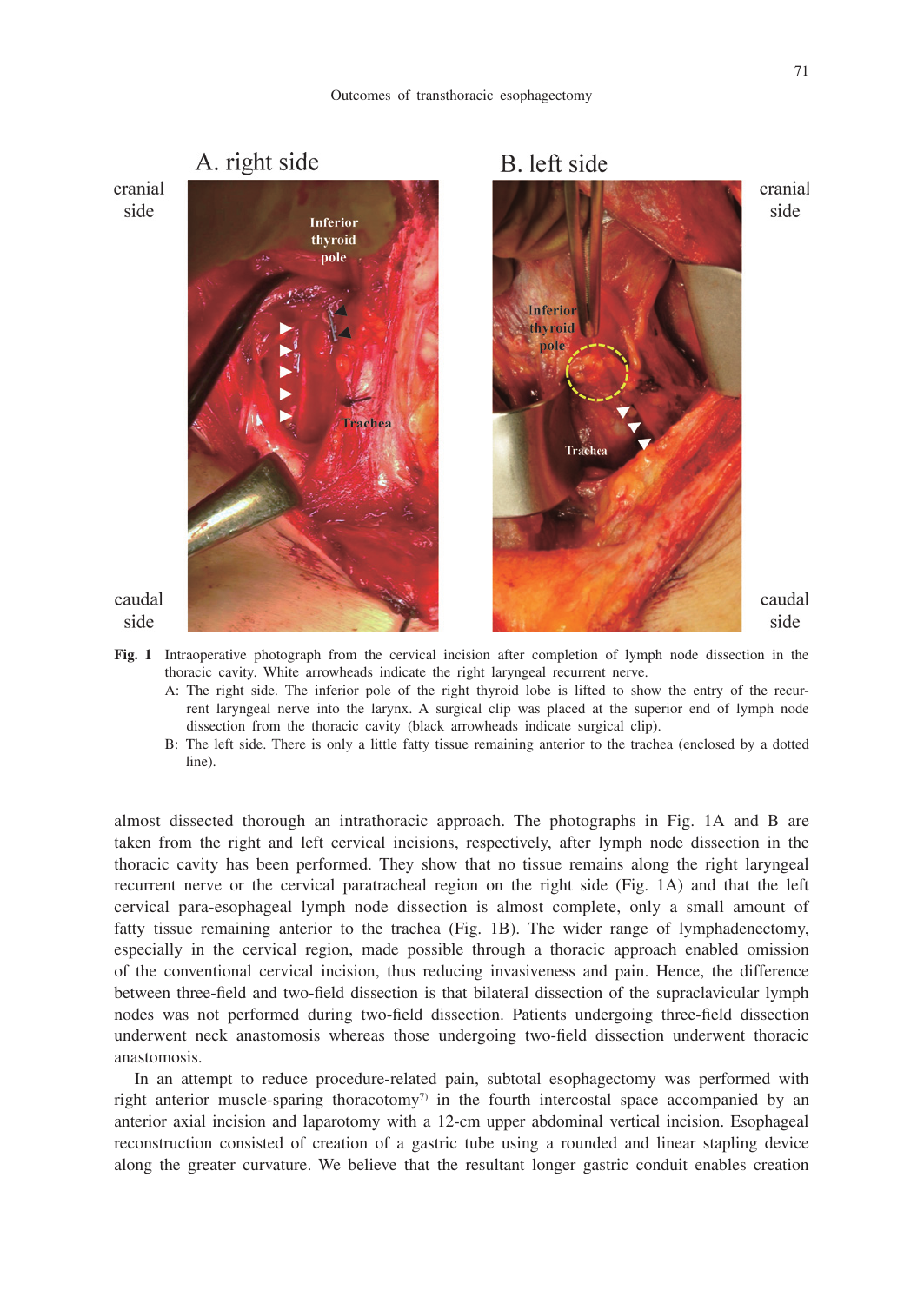**Fig. 1** Intraoperative photograph from the cervical incision after completion of lymph node dissection in the thoracic cavity. White arrowheads indicate the right laryngeal recurrent nerve.

A: The right side. The inferior pole of the right thyroid lobe is lifted to show the entry of the recurrent laryngeal nerve into the larynx. A surgical clip was placed at the superior end of lymph node dissection from the thoracic cavity (black arrowheads indicate surgical clip).

B: The left side. There is only a little fatty tissue remaining anterior to the trachea (enclosed by a dotted line).

almost dissected thorough an intrathoracic approach. The photographs in Fig. 1A and B are taken from the right and left cervical incisions, respectively, after lymph node dissection in the thoracic cavity has been performed. They show that no tissue remains along the right laryngeal recurrent nerve or the cervical paratracheal region on the right side (Fig. 1A) and that the left cervical para-esophageal lymph node dissection is almost complete, only a small amount of fatty tissue remaining anterior to the trachea (Fig. 1B). The wider range of lymphadenectomy, especially in the cervical region, made possible through a thoracic approach enabled omission of the conventional cervical incision, thus reducing invasiveness and pain. Hence, the difference between three-field and two-field dissection is that bilateral dissection of the supraclavicular lymph nodes was not performed during two-field dissection. Patients undergoing three-field dissection underwent neck anastomosis whereas those undergoing two-field dissection underwent thoracic anastomosis.

In an attempt to reduce procedure-related pain, subtotal esophagectomy was performed with right anterior muscle-sparing thoracotomy[7] in the fourth intercostal space accompanied by an anterior axial incision and laparotomy with a 12-cm upper abdominal vertical incision. Esophageal reconstruction consisted of creation of a gastric tube using a rounded and linear stapling device along the greater curvature. We believe that the resultant longer gastric conduit enables creation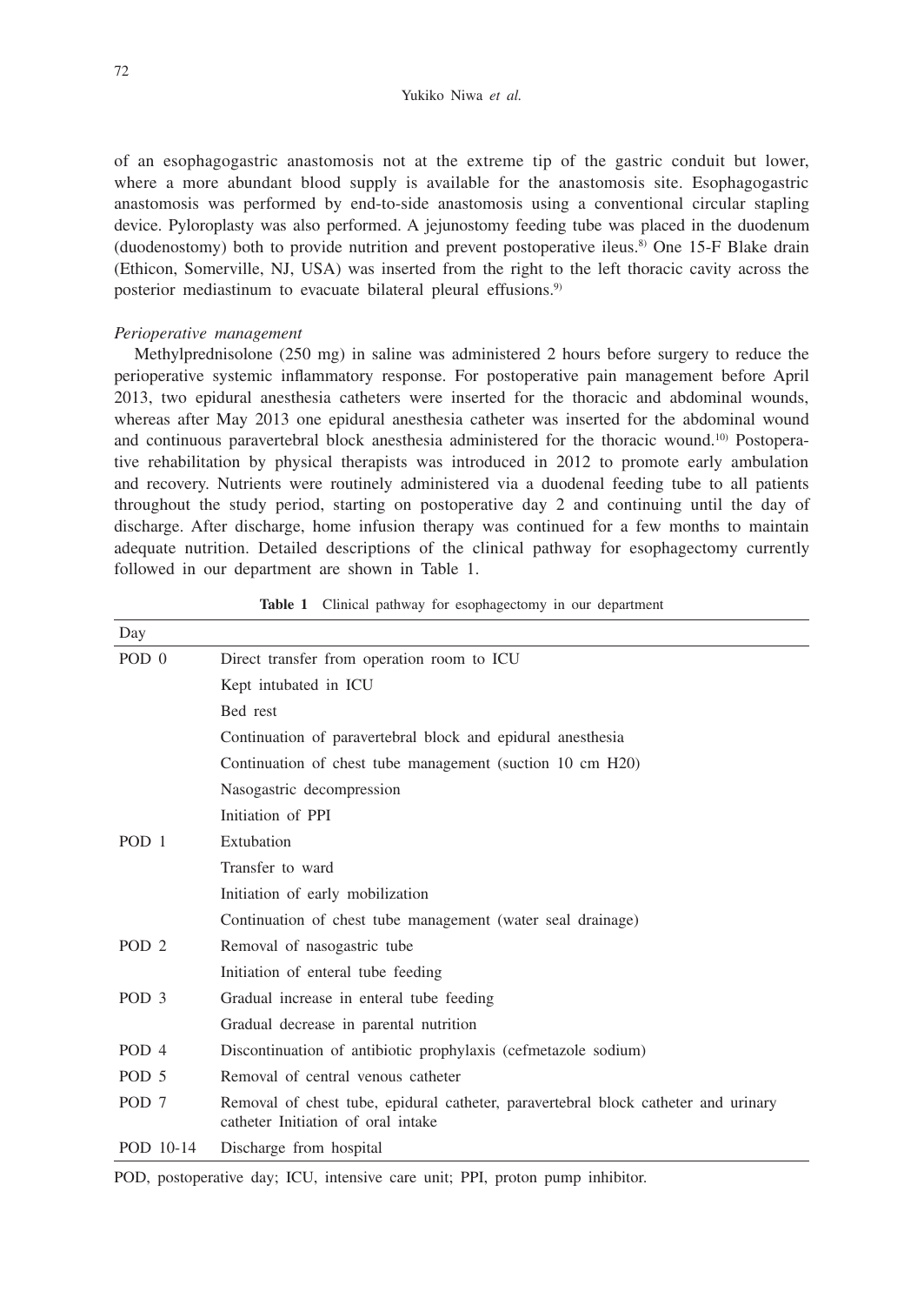of an esophagogastric anastomosis not at the extreme tip of the gastric conduit but lower, where a more abundant blood supply is available for the anastomosis site. Esophagogastric anastomosis was performed by end-to-side anastomosis using a conventional circular stapling device. Pyloroplasty was also performed. A jejunostomy feeding tube was placed in the duodenum (duodenostomy) both to provide nutrition and prevent postoperative ileus.[8] One 15-F Blake drain (Ethicon, Somerville, NJ, USA) was inserted from the right to the left thoracic cavity across the posterior mediastinum to evacuate bilateral pleural effusions.[9]

*Perioperative management*

Methylprednisolone (250 mg) in saline was administered 2 hours before surgery to reduce the perioperative systemic inflammatory response. For postoperative pain management before April 2013, two epidural anesthesia catheters were inserted for the thoracic and abdominal wounds, whereas after May 2013 one epidural anesthesia catheter was inserted for the abdominal wound and continuous paravertebral block anesthesia administered for the thoracic wound.[10] Postoperative rehabilitation by physical therapists was introduced in 2012 to promote early ambulation and recovery. Nutrients were routinely administered via a duodenal feeding tube to all patients throughout the study period, starting on postoperative day 2 and continuing until the day of discharge. After discharge, home infusion therapy was continued for a few months to maintain adequate nutrition. Detailed descriptions of the clinical pathway for esophagectomy currently followed in our department are shown in Table 1.

**Table 1** Clinical pathway for esophagectomy in our department

| Day | |
|---|---|
| POD 0 | Direct transfer from operation room to ICU |
| | Kept intubated in ICU |
| | Bed rest |
| | Continuation of paravertebral block and epidural anesthesia |
| | Continuation of chest tube management (suction 10 cm H20) |
| | Nasogastric decompression |
| | Initiation of PPI |
| POD 1 | Extubation |
| | Transfer to ward |
| | Initiation of early mobilization |
| | Continuation of chest tube management (water seal drainage) |
| POD 2 | Removal of nasogastric tube |
| | Initiation of enteral tube feeding |
| POD 3 | Gradual increase in enteral tube feeding |
| | Gradual decrease in parental nutrition |
| POD 4 | Discontinuation of antibiotic prophylaxis (cefmetazole sodium) |
| POD 5 | Removal of central venous catheter |
| POD 7 | Removal of chest tube, epidural catheter, paravertebral block catheter and urinary catheter Initiation of oral intake |
| POD 10-14 | Discharge from hospital |

POD, postoperative day; ICU, intensive care unit; PPI, proton pump inhibitor.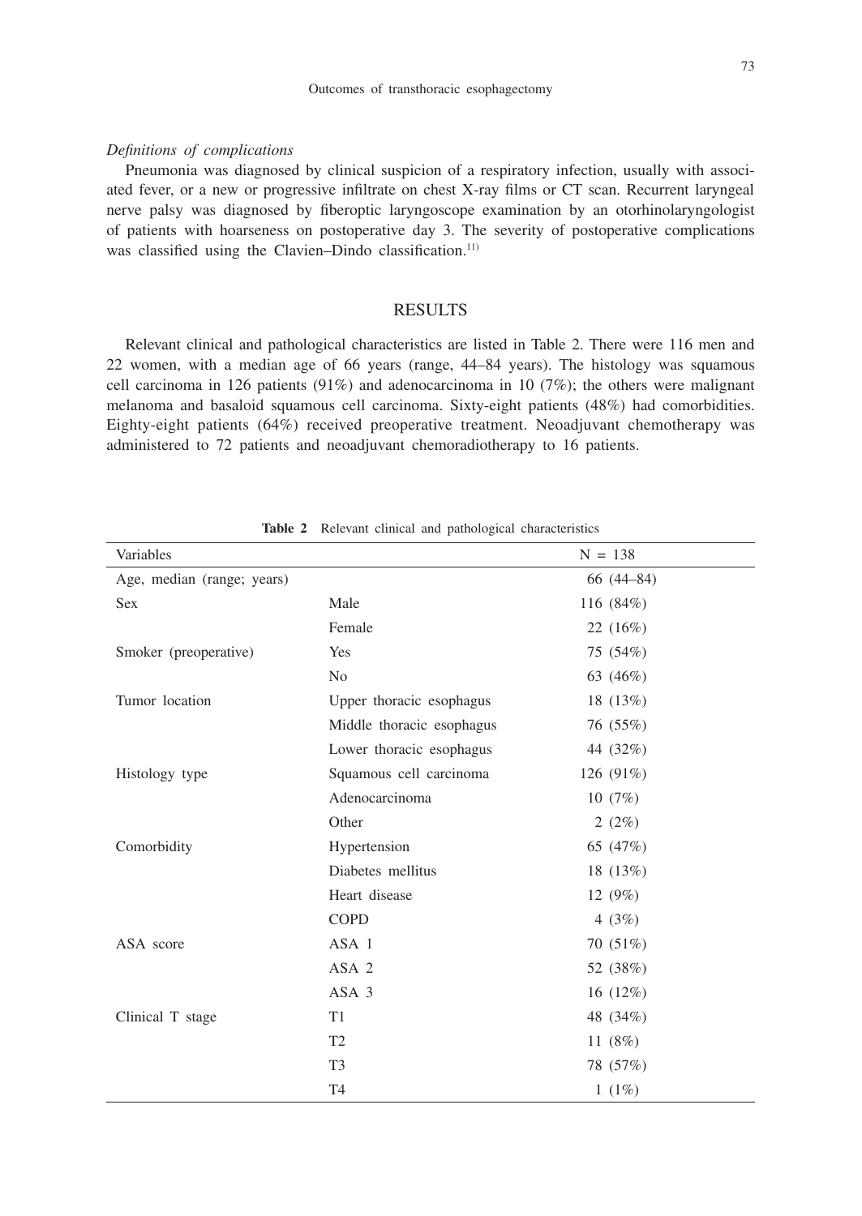*Definitions of complications*

Pneumonia was diagnosed by clinical suspicion of a respiratory infection, usually with associated fever, or a new or progressive infiltrate on chest X-ray films or CT scan. Recurrent laryngeal nerve palsy was diagnosed by fiberoptic laryngoscope examination by an otorhinolaryngologist of patients with hoarseness on postoperative day 3. The severity of postoperative complications was classified using the Clavien–Dindo classification.[11)]

## RESULTS

Relevant clinical and pathological characteristics are listed in Table 2. There were 116 men and 22 women, with a median age of 66 years (range, 44–84 years). The histology was squamous cell carcinoma in 126 patients (91%) and adenocarcinoma in 10 (7%); the others were malignant melanoma and basaloid squamous cell carcinoma. Sixty-eight patients (48%) had comorbidities. Eighty-eight patients (64%) received preoperative treatment. Neoadjuvant chemotherapy was administered to 72 patients and neoadjuvant chemoradiotherapy to 16 patients.

**Table 2** Relevant clinical and pathological characteristics

| Variables | | N = 138 |
|---|---|---|
| Age, median (range; years) | | 66 (44–84) |
| Sex | Male | 116 (84%) |
| | Female | 22 (16%) |
| Smoker (preoperative) | Yes | 75 (54%) |
| | No | 63 (46%) |
| Tumor location | Upper thoracic esophagus | 18 (13%) |
| | Middle thoracic esophagus | 76 (55%) |
| | Lower thoracic esophagus | 44 (32%) |
| Histology type | Squamous cell carcinoma | 126 (91%) |
| | Adenocarcinoma | 10 (7%) |
| | Other | 2 (2%) |
| Comorbidity | Hypertension | 65 (47%) |
| | Diabetes mellitus | 18 (13%) |
| | Heart disease | 12 (9%) |
| | COPD | 4 (3%) |
| ASA score | ASA 1 | 70 (51%) |
| | ASA 2 | 52 (38%) |
| | ASA 3 | 16 (12%) |
| Clinical T stage | T1 | 48 (34%) |
| | T2 | 11 (8%) |
| | T3 | 78 (57%) |
| | T4 | 1 (1%) |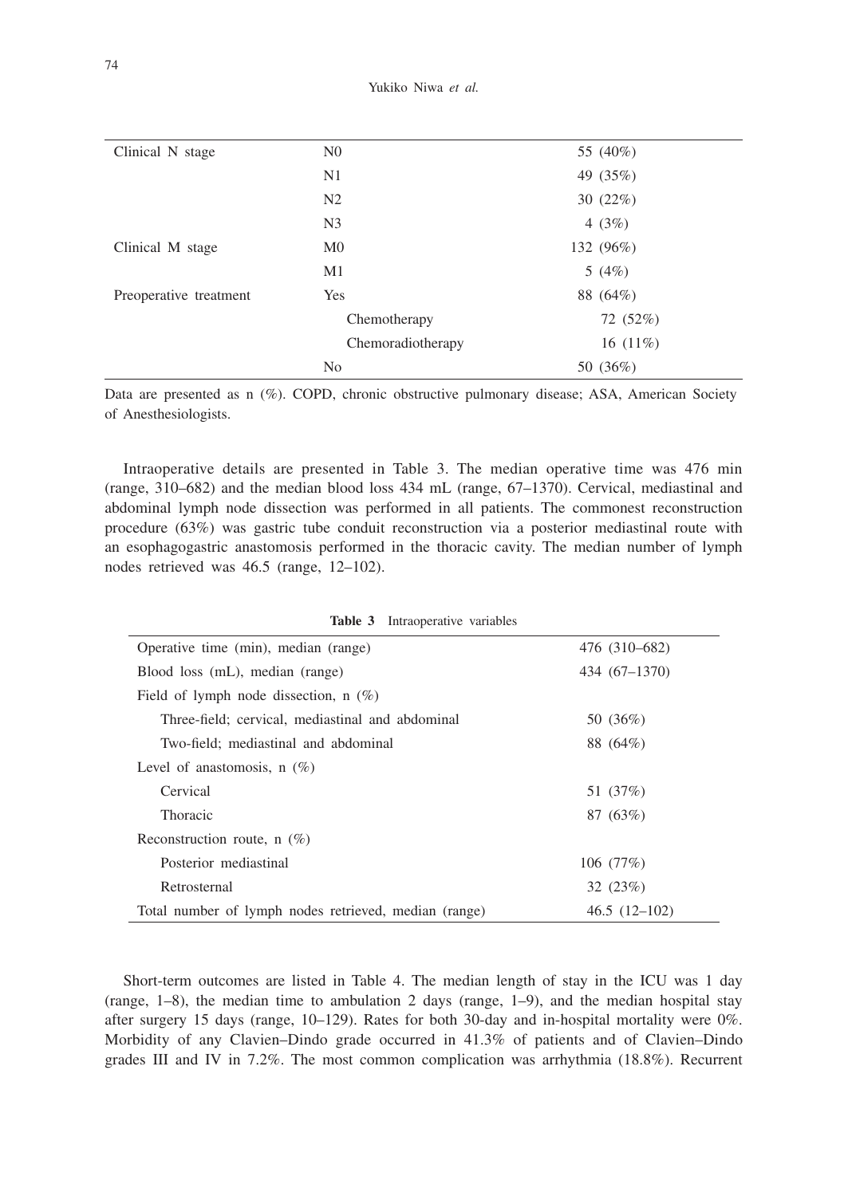| | | |
|---|---|---|
| Clinical N stage | N0 | 55 (40%) |
| | N1 | 49 (35%) |
| | N2 | 30 (22%) |
| | N3 | 4 (3%) |
| Clinical M stage | M0 | 132 (96%) |
| | M1 | 5 (4%) |
| Preoperative treatment | Yes | 88 (64%) |
| | Chemotherapy | 72 (52%) |
| | Chemoradiotherapy | 16 (11%) |
| | No | 50 (36%) |

Data are presented as n (%). COPD, chronic obstructive pulmonary disease; ASA, American Society of Anesthesiologists.

Intraoperative details are presented in Table 3. The median operative time was 476 min (range, 310–682) and the median blood loss 434 mL (range, 67–1370). Cervical, mediastinal and abdominal lymph node dissection was performed in all patients. The commonest reconstruction procedure (63%) was gastric tube conduit reconstruction via a posterior mediastinal route with an esophagogastric anastomosis performed in the thoracic cavity. The median number of lymph nodes retrieved was 46.5 (range, 12–102).

**Table 3** Intraoperative variables

| | |
|---|---|
| Operative time (min), median (range) | 476 (310–682) |
| Blood loss (mL), median (range) | 434 (67–1370) |
| Field of lymph node dissection, n (%) | |
| Three-field; cervical, mediastinal and abdominal | 50 (36%) |
| Two-field; mediastinal and abdominal | 88 (64%) |
| Level of anastomosis, n (%) | |
| Cervical | 51 (37%) |
| Thoracic | 87 (63%) |
| Reconstruction route, n (%) | |
| Posterior mediastinal | 106 (77%) |
| Retrosternal | 32 (23%) |
| Total number of lymph nodes retrieved, median (range) | 46.5 (12–102) |

Short-term outcomes are listed in Table 4. The median length of stay in the ICU was 1 day (range, 1–8), the median time to ambulation 2 days (range, 1–9), and the median hospital stay after surgery 15 days (range, 10–129). Rates for both 30-day and in-hospital mortality were 0%. Morbidity of any Clavien–Dindo grade occurred in 41.3% of patients and of Clavien–Dindo grades III and IV in 7.2%. The most common complication was arrhythmia (18.8%). Recurrent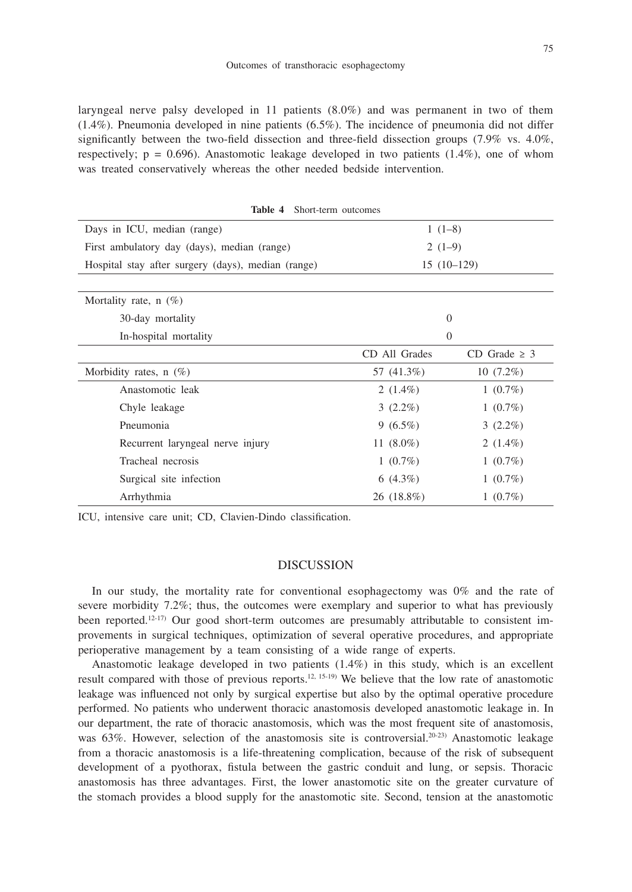laryngeal nerve palsy developed in 11 patients (8.0%) and was permanent in two of them (1.4%). Pneumonia developed in nine patients (6.5%). The incidence of pneumonia did not differ significantly between the two-field dissection and three-field dissection groups (7.9% vs. 4.0%, respectively; $p = 0.696$). Anastomotic leakage developed in two patients (1.4%), one of whom was treated conservatively whereas the other needed bedside intervention.

**Table 4** Short-term outcomes

| | | |
|---|---|---|
| Days in ICU, median (range) | 1 (1–8) | |
| First ambulatory day (days), median (range) | 2 (1–9) | |
| Hospital stay after surgery (days), median (range) | 15 (10–129) | |
| Mortality rate, n (%) | | |
| 30-day mortality | 0 | |
| In-hospital mortality | 0 | |
| | CD All Grades | CD Grade ≥ 3 |
| Morbidity rates, n (%) | 57 (41.3%) | 10 (7.2%) |
| Anastomotic leak | 2 (1.4%) | 1 (0.7%) |
| Chyle leakage | 3 (2.2%) | 1 (0.7%) |
| Pneumonia | 9 (6.5%) | 3 (2.2%) |
| Recurrent laryngeal nerve injury | 11 (8.0%) | 2 (1.4%) |
| Tracheal necrosis | 1 (0.7%) | 1 (0.7%) |
| Surgical site infection | 6 (4.3%) | 1 (0.7%) |
| Arrhythmia | 26 (18.8%) | 1 (0.7%) |

ICU, intensive care unit; CD, Clavien-Dindo classification.

## DISCUSSION

In our study, the mortality rate for conventional esophagectomy was 0% and the rate of severe morbidity 7.2%; thus, the outcomes were exemplary and superior to what has previously been reported.[12-17] Our good short-term outcomes are presumably attributable to consistent improvements in surgical techniques, optimization of several operative procedures, and appropriate perioperative management by a team consisting of a wide range of experts.

Anastomotic leakage developed in two patients (1.4%) in this study, which is an excellent result compared with those of previous reports.[12, 15-19] We believe that the low rate of anastomotic leakage was influenced not only by surgical expertise but also by the optimal operative procedure performed. No patients who underwent thoracic anastomosis developed anastomotic leakage in. In our department, the rate of thoracic anastomosis, which was the most frequent site of anastomosis, was 63%. However, selection of the anastomosis site is controversial.[20-23] Anastomotic leakage from a thoracic anastomosis is a life-threatening complication, because of the risk of subsequent development of a pyothorax, fistula between the gastric conduit and lung, or sepsis. Thoracic anastomosis has three advantages. First, the lower anastomotic site on the greater curvature of the stomach provides a blood supply for the anastomotic site. Second, tension at the anastomotic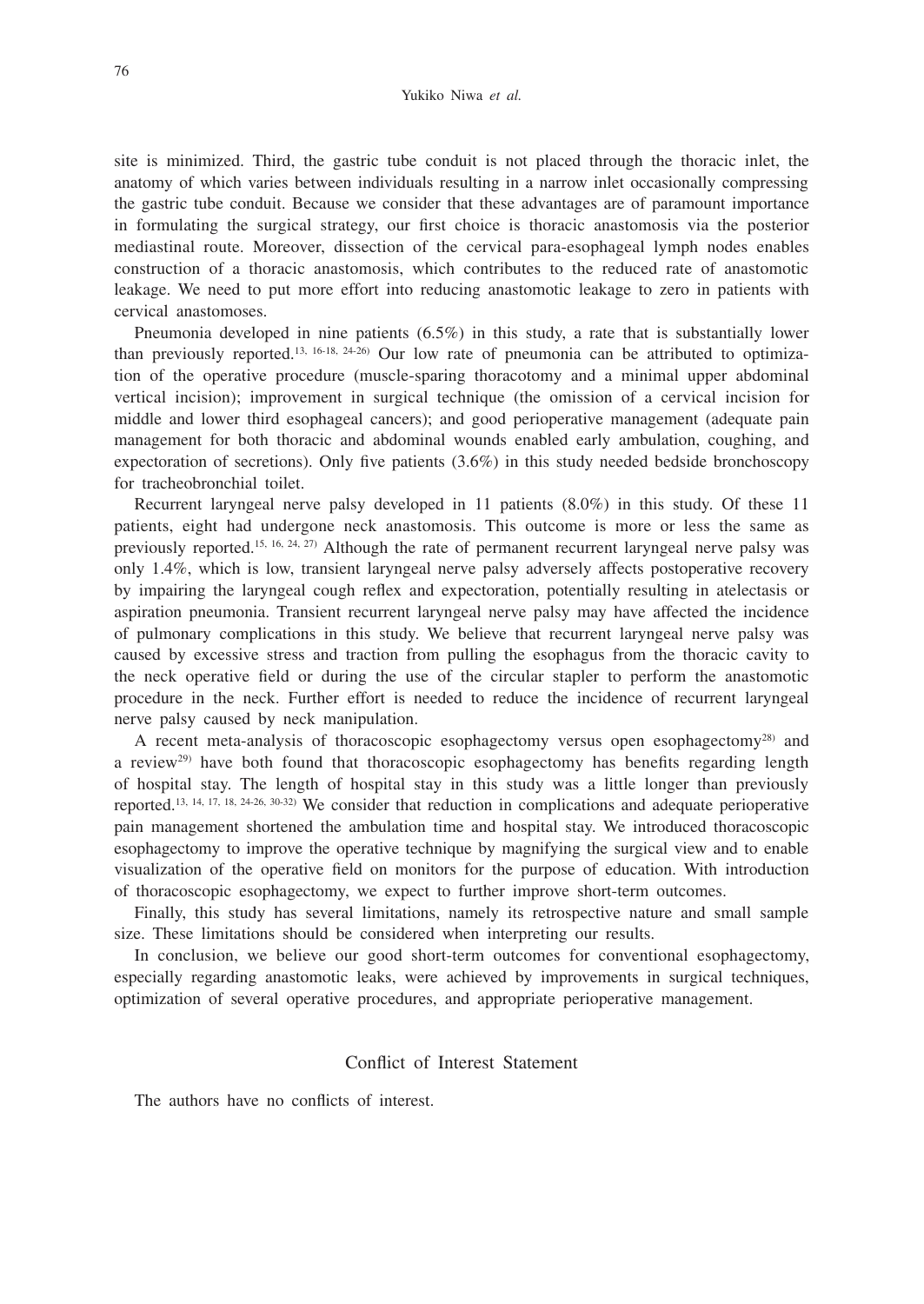site is minimized. Third, the gastric tube conduit is not placed through the thoracic inlet, the anatomy of which varies between individuals resulting in a narrow inlet occasionally compressing the gastric tube conduit. Because we consider that these advantages are of paramount importance in formulating the surgical strategy, our first choice is thoracic anastomosis via the posterior mediastinal route. Moreover, dissection of the cervical para-esophageal lymph nodes enables construction of a thoracic anastomosis, which contributes to the reduced rate of anastomotic leakage. We need to put more effort into reducing anastomotic leakage to zero in patients with cervical anastomoses.

Pneumonia developed in nine patients (6.5%) in this study, a rate that is substantially lower than previously reported.[13, 16-18, 24-26] Our low rate of pneumonia can be attributed to optimization of the operative procedure (muscle-sparing thoracotomy and a minimal upper abdominal vertical incision); improvement in surgical technique (the omission of a cervical incision for middle and lower third esophageal cancers); and good perioperative management (adequate pain management for both thoracic and abdominal wounds enabled early ambulation, coughing, and expectoration of secretions). Only five patients (3.6%) in this study needed bedside bronchoscopy for tracheobronchial toilet.

Recurrent laryngeal nerve palsy developed in 11 patients (8.0%) in this study. Of these 11 patients, eight had undergone neck anastomosis. This outcome is more or less the same as previously reported.[15, 16, 24, 27] Although the rate of permanent recurrent laryngeal nerve palsy was only 1.4%, which is low, transient laryngeal nerve palsy adversely affects postoperative recovery by impairing the laryngeal cough reflex and expectoration, potentially resulting in atelectasis or aspiration pneumonia. Transient recurrent laryngeal nerve palsy may have affected the incidence of pulmonary complications in this study. We believe that recurrent laryngeal nerve palsy was caused by excessive stress and traction from pulling the esophagus from the thoracic cavity to the neck operative field or during the use of the circular stapler to perform the anastomotic procedure in the neck. Further effort is needed to reduce the incidence of recurrent laryngeal nerve palsy caused by neck manipulation.

A recent meta-analysis of thoracoscopic esophagectomy versus open esophagectomy[28] and a review[29] have both found that thoracoscopic esophagectomy has benefits regarding length of hospital stay. The length of hospital stay in this study was a little longer than previously reported.[13, 14, 17, 18, 24-26, 30-32] We consider that reduction in complications and adequate perioperative pain management shortened the ambulation time and hospital stay. We introduced thoracoscopic esophagectomy to improve the operative technique by magnifying the surgical view and to enable visualization of the operative field on monitors for the purpose of education. With introduction of thoracoscopic esophagectomy, we expect to further improve short-term outcomes.

Finally, this study has several limitations, namely its retrospective nature and small sample size. These limitations should be considered when interpreting our results.

In conclusion, we believe our good short-term outcomes for conventional esophagectomy, especially regarding anastomotic leaks, were achieved by improvements in surgical techniques, optimization of several operative procedures, and appropriate perioperative management.

## Conflict of Interest Statement

The authors have no conflicts of interest.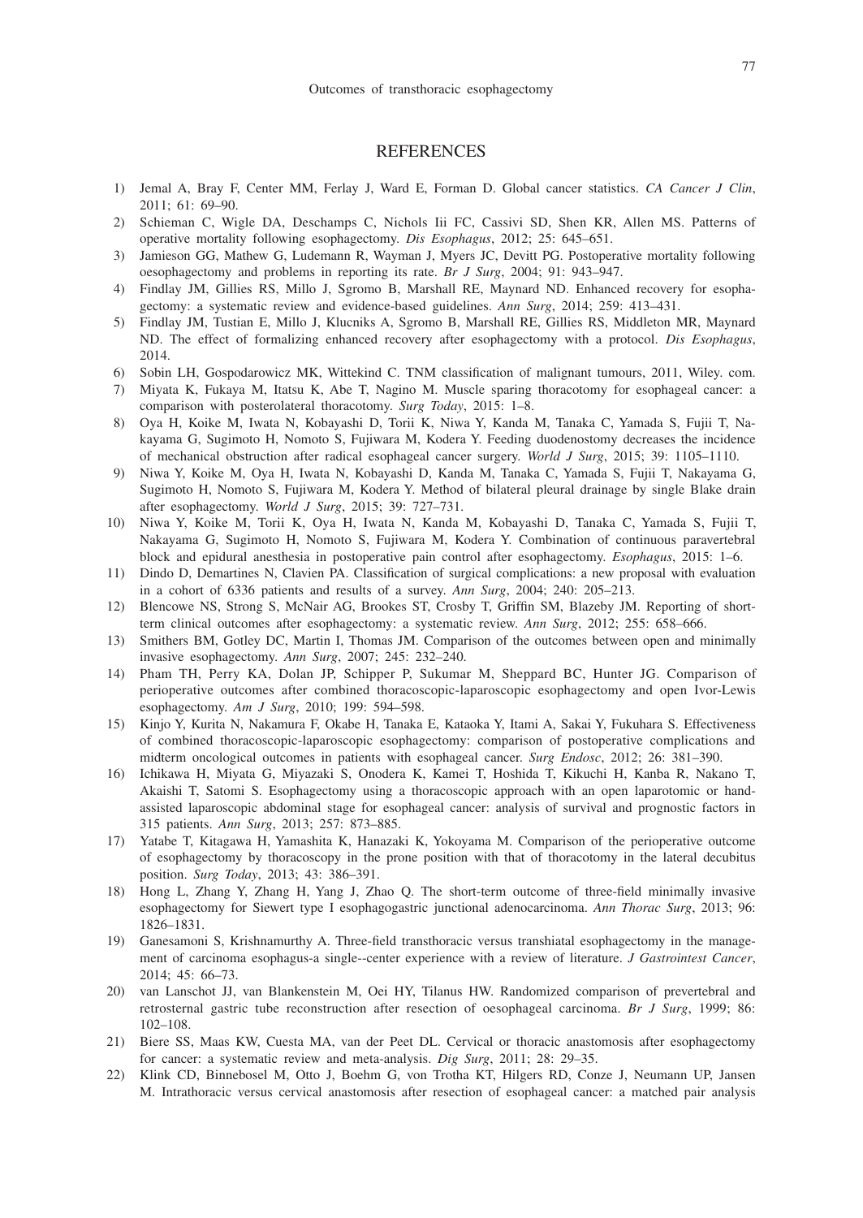## REFERENCES

1) Jemal A, Bray F, Center MM, Ferlay J, Ward E, Forman D. Global cancer statistics. *CA Cancer J Clin*, 2011; 61: 69–90.
2) Schieman C, Wigle DA, Deschamps C, Nichols Iii FC, Cassivi SD, Shen KR, Allen MS. Patterns of operative mortality following esophagectomy. *Dis Esophagus*, 2012; 25: 645–651.
3) Jamieson GG, Mathew G, Ludemann R, Wayman J, Myers JC, Devitt PG. Postoperative mortality following oesophagectomy and problems in reporting its rate. *Br J Surg*, 2004; 91: 943–947.
4) Findlay JM, Gillies RS, Millo J, Sgromo B, Marshall RE, Maynard ND. Enhanced recovery for esophagectomy: a systematic review and evidence-based guidelines. *Ann Surg*, 2014; 259: 413–431.
5) Findlay JM, Tustian E, Millo J, Klucniks A, Sgromo B, Marshall RE, Gillies RS, Middleton MR, Maynard ND. The effect of formalizing enhanced recovery after esophagectomy with a protocol. *Dis Esophagus*, 2014.
6) Sobin LH, Gospodarowicz MK, Wittekind C. TNM classification of malignant tumours, 2011, Wiley. com.
7) Miyata K, Fukaya M, Itatsu K, Abe T, Nagino M. Muscle sparing thoracotomy for esophageal cancer: a comparison with posterolateral thoracotomy. *Surg Today*, 2015: 1–8.
8) Oya H, Koike M, Iwata N, Kobayashi D, Torii K, Niwa Y, Kanda M, Tanaka C, Yamada S, Fujii T, Nakayama G, Sugimoto H, Nomoto S, Fujiwara M, Kodera Y. Feeding duodenostomy decreases the incidence of mechanical obstruction after radical esophageal cancer surgery. *World J Surg*, 2015; 39: 1105–1110.
9) Niwa Y, Koike M, Oya H, Iwata N, Kobayashi D, Kanda M, Tanaka C, Yamada S, Fujii T, Nakayama G, Sugimoto H, Nomoto S, Fujiwara M, Kodera Y. Method of bilateral pleural drainage by single Blake drain after esophagectomy. *World J Surg*, 2015; 39: 727–731.
10) Niwa Y, Koike M, Torii K, Oya H, Iwata N, Kanda M, Kobayashi D, Tanaka C, Yamada S, Fujii T, Nakayama G, Sugimoto H, Nomoto S, Fujiwara M, Kodera Y. Combination of continuous paravertebral block and epidural anesthesia in postoperative pain control after esophagectomy. *Esophagus*, 2015: 1–6.
11) Dindo D, Demartines N, Clavien PA. Classification of surgical complications: a new proposal with evaluation in a cohort of 6336 patients and results of a survey. *Ann Surg*, 2004; 240: 205–213.
12) Blencowe NS, Strong S, McNair AG, Brookes ST, Crosby T, Griffin SM, Blazeby JM. Reporting of short-term clinical outcomes after esophagectomy: a systematic review. *Ann Surg*, 2012; 255: 658–666.
13) Smithers BM, Gotley DC, Martin I, Thomas JM. Comparison of the outcomes between open and minimally invasive esophagectomy. *Ann Surg*, 2007; 245: 232–240.
14) Pham TH, Perry KA, Dolan JP, Schipper P, Sukumar M, Sheppard BC, Hunter JG. Comparison of perioperative outcomes after combined thoracoscopic-laparoscopic esophagectomy and open Ivor-Lewis esophagectomy. *Am J Surg*, 2010; 199: 594–598.
15) Kinjo Y, Kurita N, Nakamura F, Okabe H, Tanaka E, Kataoka Y, Itami A, Sakai Y, Fukuhara S. Effectiveness of combined thoracoscopic-laparoscopic esophagectomy: comparison of postoperative complications and midterm oncological outcomes in patients with esophageal cancer. *Surg Endosc*, 2012; 26: 381–390.
16) Ichikawa H, Miyata G, Miyazaki S, Onodera K, Kamei T, Hoshida T, Kikuchi H, Kanba R, Nakano T, Akaishi T, Satomi S. Esophagectomy using a thoracoscopic approach with an open laparotomic or hand-assisted laparoscopic abdominal stage for esophageal cancer: analysis of survival and prognostic factors in 315 patients. *Ann Surg*, 2013; 257: 873–885.
17) Yatabe T, Kitagawa H, Yamashita K, Hanazaki K, Yokoyama M. Comparison of the perioperative outcome of esophagectomy by thoracoscopy in the prone position with that of thoracotomy in the lateral decubitus position. *Surg Today*, 2013; 43: 386–391.
18) Hong L, Zhang Y, Zhang H, Yang J, Zhao Q. The short-term outcome of three-field minimally invasive esophagectomy for Siewert type I esophagogastric junctional adenocarcinoma. *Ann Thorac Surg*, 2013; 96: 1826–1831.
19) Ganesamoni S, Krishnamurthy A. Three-field transthoracic versus transhiatal esophagectomy in the management of carcinoma esophagus-a single--center experience with a review of literature. *J Gastrointest Cancer*, 2014; 45: 66–73.
20) van Lanschot JJ, van Blankenstein M, Oei HY, Tilanus HW. Randomized comparison of prevertebral and retrosternal gastric tube reconstruction after resection of oesophageal carcinoma. *Br J Surg*, 1999; 86: 102–108.
21) Biere SS, Maas KW, Cuesta MA, van der Peet DL. Cervical or thoracic anastomosis after esophagectomy for cancer: a systematic review and meta-analysis. *Dig Surg*, 2011; 28: 29–35.
22) Klink CD, Binnebosel M, Otto J, Boehm G, von Trotha KT, Hilgers RD, Conze J, Neumann UP, Jansen M. Intrathoracic versus cervical anastomosis after resection of esophageal cancer: a matched pair analysis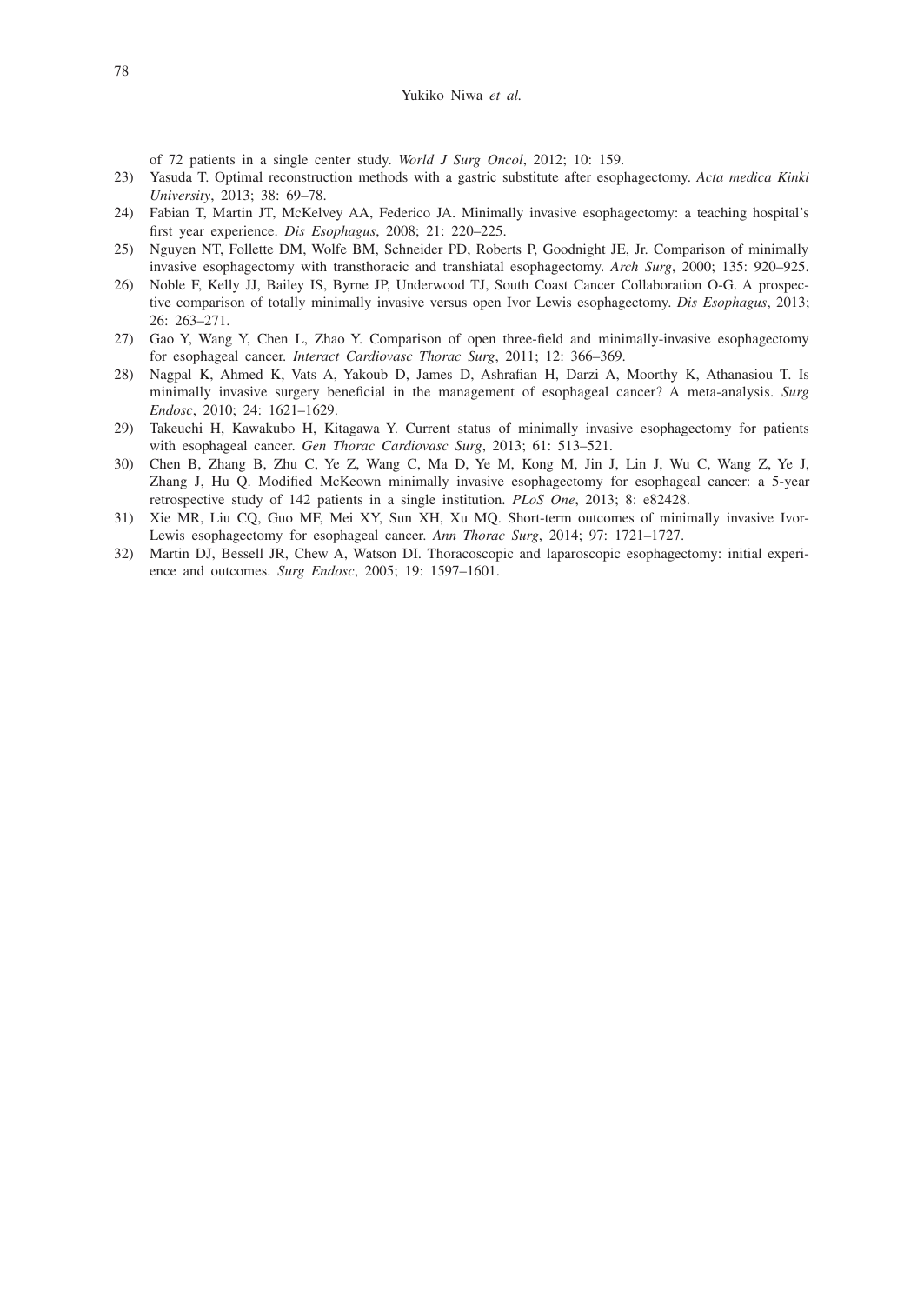of 72 patients in a single center study. *World J Surg Oncol*, 2012; 10: 159.

23) Yasuda T. Optimal reconstruction methods with a gastric substitute after esophagectomy. *Acta medica Kinki University*, 2013; 38: 69–78.
24) Fabian T, Martin JT, McKelvey AA, Federico JA. Minimally invasive esophagectomy: a teaching hospital's first year experience. *Dis Esophagus*, 2008; 21: 220–225.
25) Nguyen NT, Follette DM, Wolfe BM, Schneider PD, Roberts P, Goodnight JE, Jr. Comparison of minimally invasive esophagectomy with transthoracic and transhiatal esophagectomy. *Arch Surg*, 2000; 135: 920–925.
26) Noble F, Kelly JJ, Bailey IS, Byrne JP, Underwood TJ, South Coast Cancer Collaboration O-G. A prospective comparison of totally minimally invasive versus open Ivor Lewis esophagectomy. *Dis Esophagus*, 2013; 26: 263–271.
27) Gao Y, Wang Y, Chen L, Zhao Y. Comparison of open three-field and minimally-invasive esophagectomy for esophageal cancer. *Interact Cardiovasc Thorac Surg*, 2011; 12: 366–369.
28) Nagpal K, Ahmed K, Vats A, Yakoub D, James D, Ashrafian H, Darzi A, Moorthy K, Athanasiou T. Is minimally invasive surgery beneficial in the management of esophageal cancer? A meta-analysis. *Surg Endosc*, 2010; 24: 1621–1629.
29) Takeuchi H, Kawakubo H, Kitagawa Y. Current status of minimally invasive esophagectomy for patients with esophageal cancer. *Gen Thorac Cardiovasc Surg*, 2013; 61: 513–521.
30) Chen B, Zhang B, Zhu C, Ye Z, Wang C, Ma D, Ye M, Kong M, Jin J, Lin J, Wu C, Wang Z, Ye J, Zhang J, Hu Q. Modified McKeown minimally invasive esophagectomy for esophageal cancer: a 5-year retrospective study of 142 patients in a single institution. *PLoS One*, 2013; 8: e82428.
31) Xie MR, Liu CQ, Guo MF, Mei XY, Sun XH, Xu MQ. Short-term outcomes of minimally invasive Ivor-Lewis esophagectomy for esophageal cancer. *Ann Thorac Surg*, 2014; 97: 1721–1727.
32) Martin DJ, Bessell JR, Chew A, Watson DI. Thoracoscopic and laparoscopic esophagectomy: initial experience and outcomes. *Surg Endosc*, 2005; 19: 1597–1601.